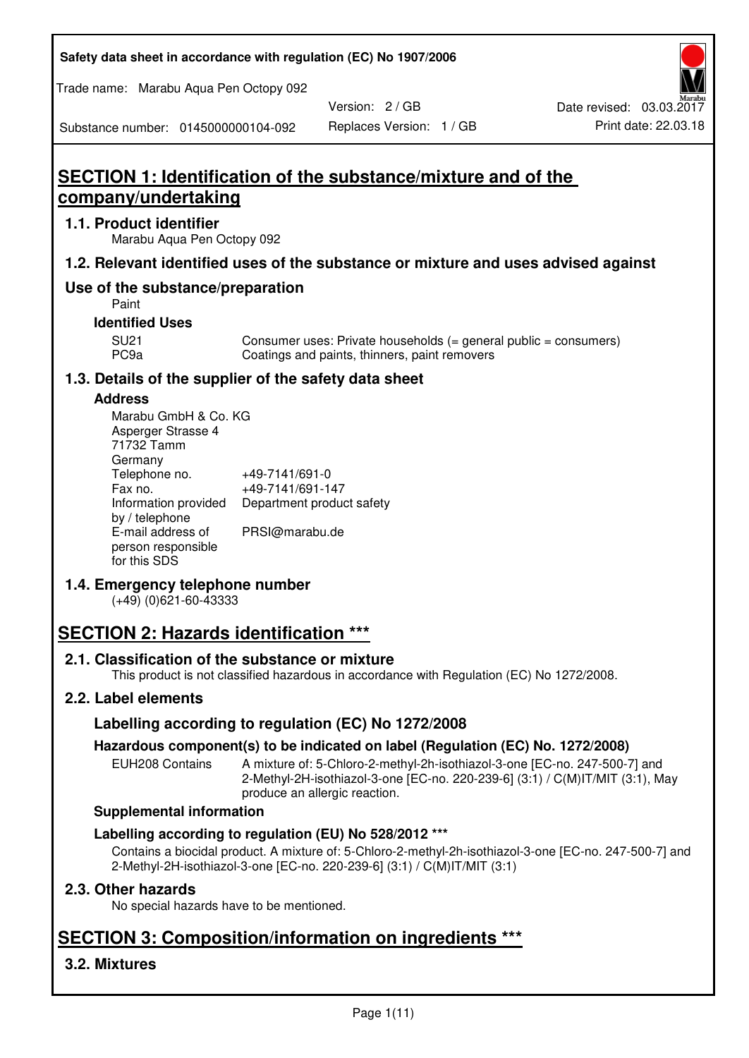Safety data sheet in accordance with regulation (EC) No 1907/2006

Trade name: Marabu Aqua Pen Octopy 092

| | | |
|---|---|---|
| Substance number: 0145000000104-092 | Version: 2 / GB<br>Replaces Version: 1 / GB | Date revised: 03.03.2017<br>Print date: 22.03.18 |

# SECTION 1: Identification of the substance/mixture and of the company/undertaking

## 1.1. Product identifier

Marabu Aqua Pen Octopy 092

## 1.2. Relevant identified uses of the substance or mixture and uses advised against

### Use of the substance/preparation

Paint

**Identified Uses**

| | |
|---|---|
| SU21 | Consumer uses: Private households (= general public = consumers) |
| PC9a | Coatings and paints, thinners, paint removers |

## 1.3. Details of the supplier of the safety data sheet

**Address**

Marabu GmbH & Co. KG
Asperger Strasse 4
71732 Tamm
Germany

| | |
|---|---|
| Telephone no. | +49-7141/691-0 |
| Fax no. | +49-7141/691-147 |
| Information provided by / telephone | Department product safety |
| E-mail address of person responsible for this SDS | PRSI@marabu.de |

## 1.4. Emergency telephone number

(+49) (0)621-60-43333

# SECTION 2: Hazards identification ***

## 2.1. Classification of the substance or mixture

This product is not classified hazardous in accordance with Regulation (EC) No 1272/2008.

## 2.2. Label elements

### Labelling according to regulation (EC) No 1272/2008

**Hazardous component(s) to be indicated on label (Regulation (EC) No. 1272/2008)**

| | |
|---|---|
| EUH208 Contains | A mixture of: 5-Chloro-2-methyl-2h-isothiazol-3-one [EC-no. 247-500-7] and 2-Methyl-2H-isothiazol-3-one [EC-no. 220-239-6] (3:1) / C(M)IT/MIT (3:1), May produce an allergic reaction. |

**Supplemental information**

**Labelling according to regulation (EU) No 528/2012 ***

Contains a biocidal product. A mixture of: 5-Chloro-2-methyl-2h-isothiazol-3-one [EC-no. 247-500-7] and 2-Methyl-2H-isothiazol-3-one [EC-no. 220-239-6] (3:1) / C(M)IT/MIT (3:1)

## 2.3. Other hazards

No special hazards have to be mentioned.

# SECTION 3: Composition/information on ingredients ***

## 3.2. Mixtures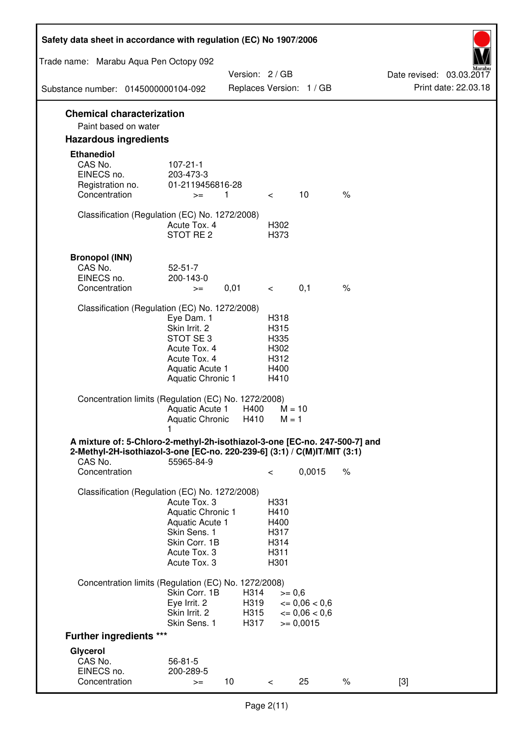## Chemical characterization

Paint based on water

## Hazardous ingredients

### Ethanediol

| | | | | | |
|---|---|---|---|---|---|
| CAS No. | 107-21-1 | | | | |
| EINECS no. | 203-473-3 | | | | |
| Registration no. | 01-2119456816-28 | | | | |
| Concentration | >= | 1 | < | 10 | % |

Classification (Regulation (EC) No. 1272/2008)

| | |
|---|---|
| Acute Tox. 4 | H302 |
| STOT RE 2 | H373 |

### Bronopol (INN)

| | | | | | |
|---|---|---|---|---|---|
| CAS No. | 52-51-7 | | | | |
| EINECS no. | 200-143-0 | | | | |
| Concentration | >= | 0,01 | < | 0,1 | % |

Classification (Regulation (EC) No. 1272/2008)

| | |
|---|---|
| Eye Dam. 1 | H318 |
| Skin Irrit. 2 | H315 |
| STOT SE 3 | H335 |
| Acute Tox. 4 | H302 |
| Acute Tox. 4 | H312 |
| Aquatic Acute 1 | H400 |
| Aquatic Chronic 1 | H410 |

Concentration limits (Regulation (EC) No. 1272/2008)

| | | |
|---|---|---|
| Aquatic Acute 1 | H400 | M = 10 |
| Aquatic Chronic 1 | H410 | M = 1 |

### A mixture of: 5-Chloro-2-methyl-2h-isothiazol-3-one [EC-no. 247-500-7] and 2-Methyl-2H-isothiazol-3-one [EC-no. 220-239-6] (3:1) / C(M)IT/MIT (3:1)

| | | | |
|---|---|---|---|
| CAS No. | 55965-84-9 | | |
| Concentration | < | 0,0015 | % |

Classification (Regulation (EC) No. 1272/2008)

| | |
|---|---|
| Acute Tox. 3 | H331 |
| Aquatic Chronic 1 | H410 |
| Aquatic Acute 1 | H400 |
| Skin Sens. 1 | H317 |
| Skin Corr. 1B | H314 |
| Acute Tox. 3 | H311 |
| Acute Tox. 3 | H301 |

Concentration limits (Regulation (EC) No. 1272/2008)

| | | |
|---|---|---|
| Skin Corr. 1B | H314 | >= 0,6 |
| Eye Irrit. 2 | H319 | <= 0,06 < 0,6 |
| Skin Irrit. 2 | H315 | <= 0,06 < 0,6 |
| Skin Sens. 1 | H317 | >= 0,0015 |

## Further ingredients ***

### Glycerol

| | | | | | | |
|---|---|---|---|---|---|---|
| CAS No. | 56-81-5 | | | | | |
| EINECS no. | 200-289-5 | | | | | |
| Concentration | >= | 10 | < | 25 | % | [3] |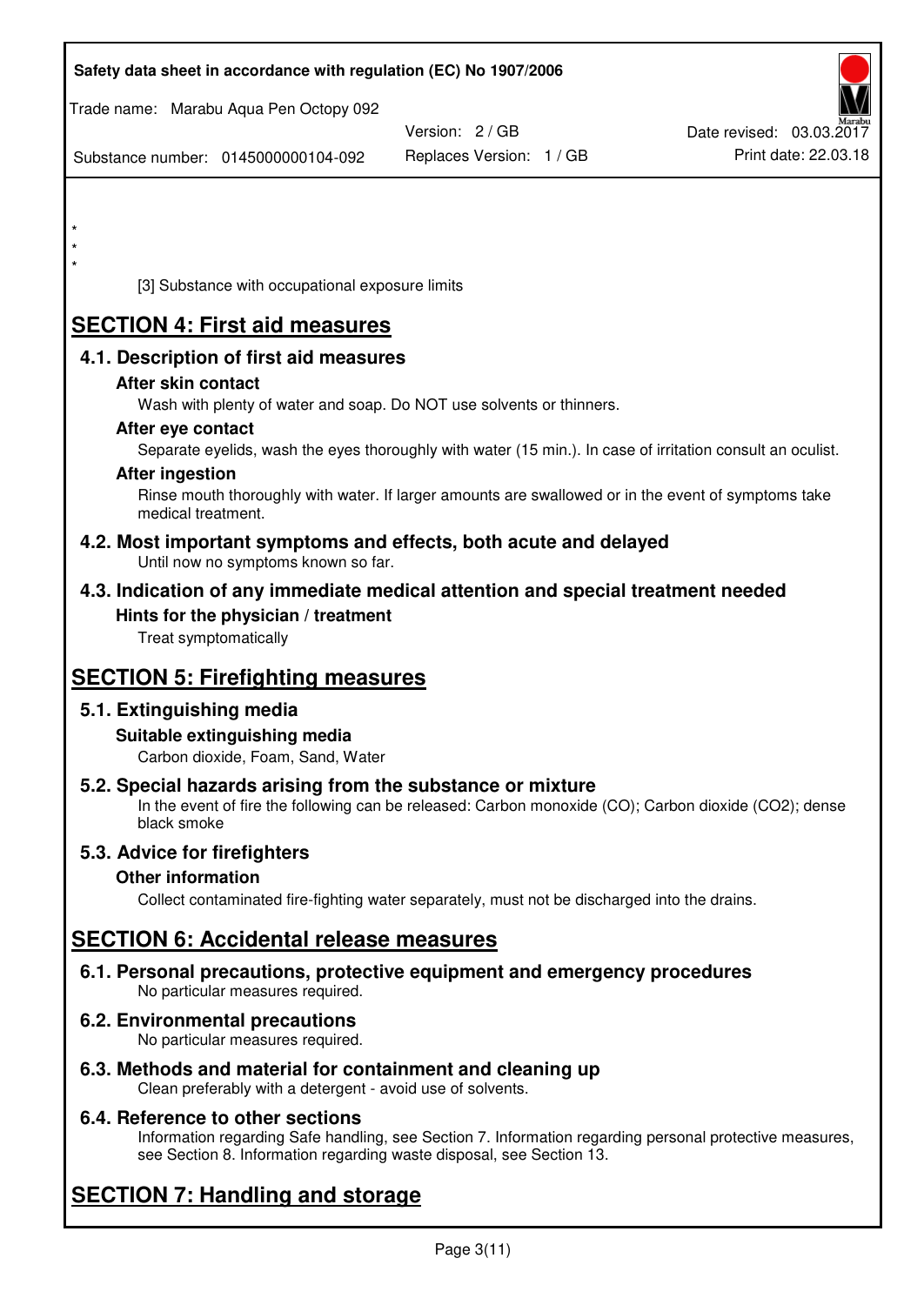*
*
*

[3] Substance with occupational exposure limits

# SECTION 4: First aid measures

## 4.1. Description of first aid measures

### After skin contact

Wash with plenty of water and soap. Do NOT use solvents or thinners.

### After eye contact

Separate eyelids, wash the eyes thoroughly with water (15 min.). In case of irritation consult an oculist.

### After ingestion

Rinse mouth thoroughly with water. If larger amounts are swallowed or in the event of symptoms take medical treatment.

## 4.2. Most important symptoms and effects, both acute and delayed

Until now no symptoms known so far.

## 4.3. Indication of any immediate medical attention and special treatment needed

### Hints for the physician / treatment

Treat symptomatically

# SECTION 5: Firefighting measures

## 5.1. Extinguishing media

### Suitable extinguishing media

Carbon dioxide, Foam, Sand, Water

## 5.2. Special hazards arising from the substance or mixture

In the event of fire the following can be released: Carbon monoxide (CO); Carbon dioxide ($CO_2$); dense black smoke

## 5.3. Advice for firefighters

### Other information

Collect contaminated fire-fighting water separately, must not be discharged into the drains.

# SECTION 6: Accidental release measures

## 6.1. Personal precautions, protective equipment and emergency procedures

No particular measures required.

## 6.2. Environmental precautions

No particular measures required.

## 6.3. Methods and material for containment and cleaning up

Clean preferably with a detergent - avoid use of solvents.

## 6.4. Reference to other sections

Information regarding Safe handling, see Section 7. Information regarding personal protective measures, see Section 8. Information regarding waste disposal, see Section 13.

# SECTION 7: Handling and storage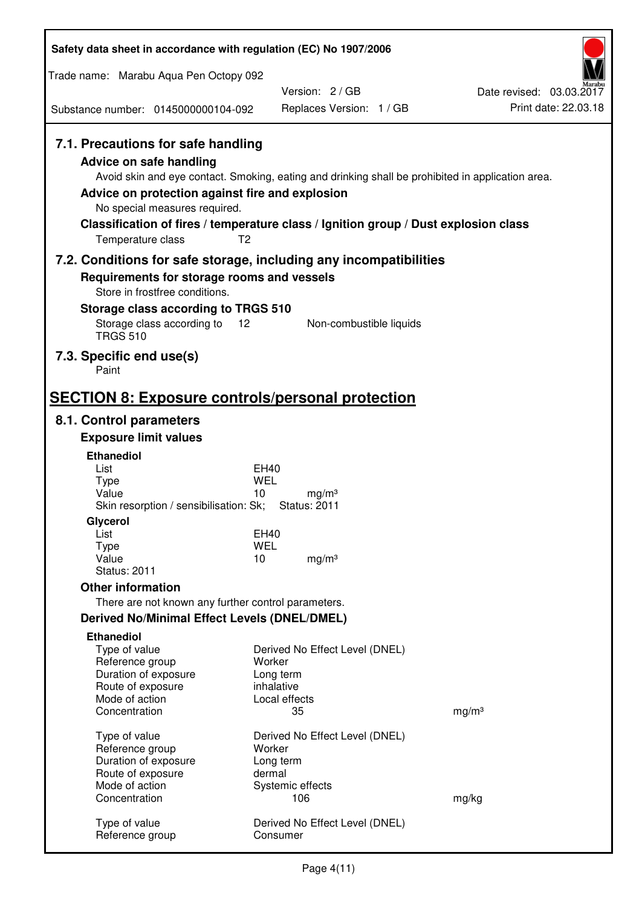### 7.1. Precautions for safe handling

**Advice on safe handling**

Avoid skin and eye contact. Smoking, eating and drinking shall be prohibited in application area.

**Advice on protection against fire and explosion**

No special measures required.

**Classification of fires / temperature class / Ignition group / Dust explosion class**

Temperature class T2

### 7.2. Conditions for safe storage, including any incompatibilities

**Requirements for storage rooms and vessels**

Store in frostfree conditions.

**Storage class according to TRGS 510**

| | | |
|---|---|---|
| Storage class according to TRGS 510 | 12 | Non-combustible liquids |

### 7.3. Specific end use(s)

Paint

## SECTION 8: Exposure controls/personal protection

### 8.1. Control parameters

**Exposure limit values**

**Ethanediol**

| | | |
|---|---|---|
| List | EH40 | |
| Type | WEL | |
| Value | 10 | mg/m³ |

Skin resorption / sensibilisation: Sk; Status: 2011

**Glycerol**

| | | |
|---|---|---|
| List | EH40 | |
| Type | WEL | |
| Value | 10 | mg/m³ |

Status: 2011

**Other information**

There are not known any further control parameters.

**Derived No/Minimal Effect Levels (DNEL/DMEL)**

**Ethanediol**

| | | |
|---|---|---|
| Type of value | Derived No Effect Level (DNEL) | |
| Reference group | Worker | |
| Duration of exposure | Long term | |
| Route of exposure | inhalative | |
| Mode of action | Local effects | |
| Concentration | 35 | mg/m³ |

| | | |
|---|---|---|
| Type of value | Derived No Effect Level (DNEL) | |
| Reference group | Worker | |
| Duration of exposure | Long term | |
| Route of exposure | dermal | |
| Mode of action | Systemic effects | |
| Concentration | 106 | mg/kg |

| | |
|---|---|
| Type of value | Derived No Effect Level (DNEL) |
| Reference group | Consumer |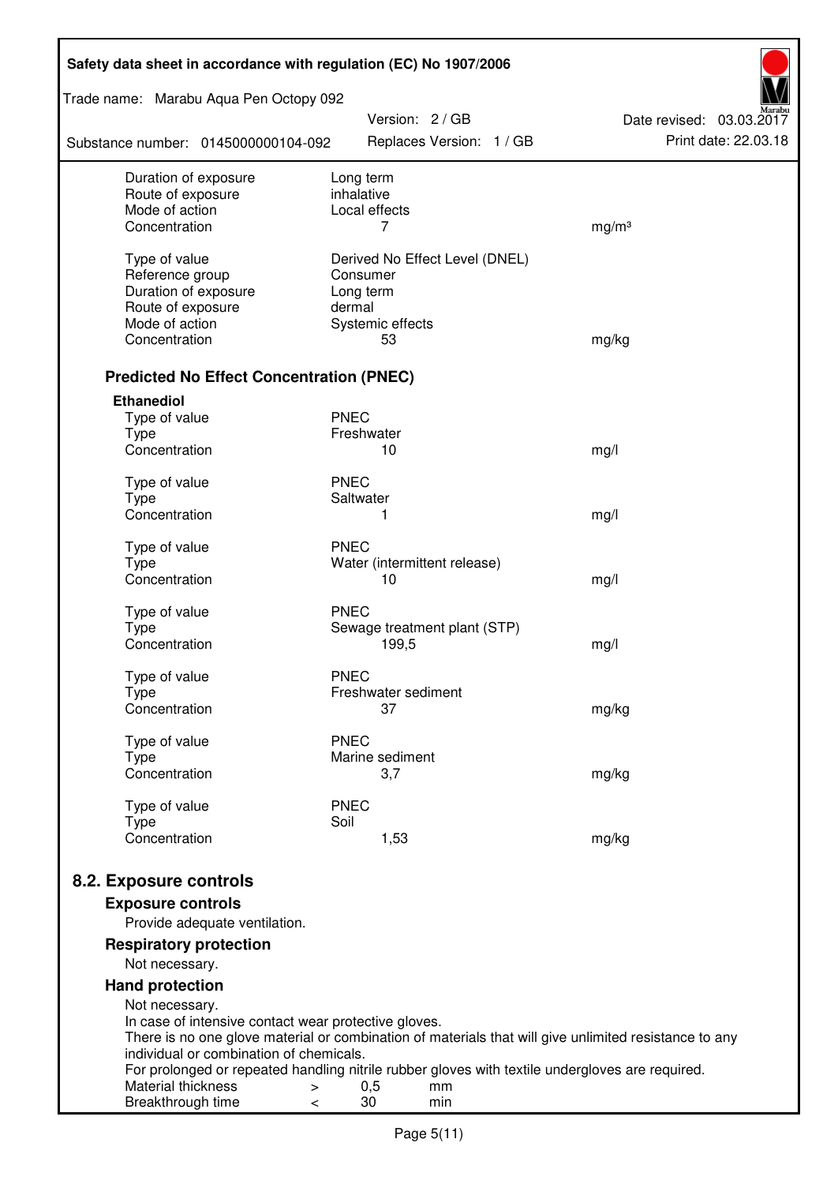| | | |
|---|---|---|
| Duration of exposure | Long term | |
| Route of exposure | inhalative | |
| Mode of action | Local effects | |
| Concentration | 7 | mg/m³ |
| | | |
| Type of value | Derived No Effect Level (DNEL) | |
| Reference group | Consumer | |
| Duration of exposure | Long term | |
| Route of exposure | dermal | |
| Mode of action | Systemic effects | |
| Concentration | 53 | mg/kg |

### Predicted No Effect Concentration (PNEC)

**Ethanediol**

| | | |
|---|---|---|
| Type of value | PNEC | |
| Type | Freshwater | |
| Concentration | 10 | mg/l |
| | | |
| Type of value | PNEC | |
| Type | Saltwater | |
| Concentration | 1 | mg/l |
| | | |
| Type of value | PNEC | |
| Type | Water (intermittent release) | |
| Concentration | 10 | mg/l |
| | | |
| Type of value | PNEC | |
| Type | Sewage treatment plant (STP) | |
| Concentration | 199,5 | mg/l |
| | | |
| Type of value | PNEC | |
| Type | Freshwater sediment | |
| Concentration | 37 | mg/kg |
| | | |
| Type of value | PNEC | |
| Type | Marine sediment | |
| Concentration | 3,7 | mg/kg |
| | | |
| Type of value | PNEC | |
| Type | Soil | |
| Concentration | 1,53 | mg/kg |

## 8.2. Exposure controls

### Exposure controls

Provide adequate ventilation.

### Respiratory protection

Not necessary.

### Hand protection

Not necessary.
In case of intensive contact wear protective gloves.
There is no one glove material or combination of materials that will give unlimited resistance to any individual or combination of chemicals.
For prolonged or repeated handling nitrile rubber gloves with textile undergloves are required.

| | | | |
|---|---|---|---|
| Material thickness | > | 0,5 | mm |
| Breakthrough time | < | 30 | min |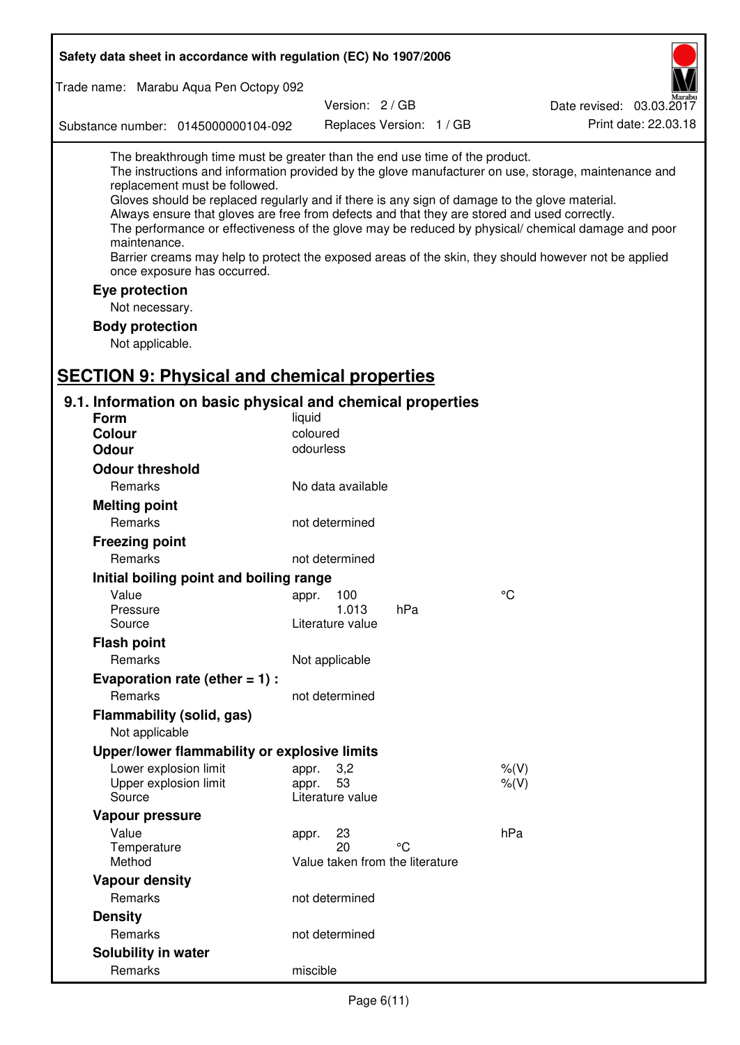The breakthrough time must be greater than the end use time of the product.
The instructions and information provided by the glove manufacturer on use, storage, maintenance and replacement must be followed.
Gloves should be replaced regularly and if there is any sign of damage to the glove material.
Always ensure that gloves are free from defects and that they are stored and used correctly.
The performance or effectiveness of the glove may be reduced by physical/ chemical damage and poor maintenance.
Barrier creams may help to protect the exposed areas of the skin, they should however not be applied once exposure has occurred.

**Eye protection**

Not necessary.

**Body protection**

Not applicable.

# SECTION 9: Physical and chemical properties

## 9.1. Information on basic physical and chemical properties

| | | | |
|---|---|---|---|
| **Form** | liquid | | |
| **Colour** | coloured | | |
| **Odour** | odourless | | |
| **Odour threshold** | | | |
| Remarks | No data available | | |
| **Melting point** | | | |
| Remarks | not determined | | |
| **Freezing point** | | | |
| Remarks | not determined | | |
| **Initial boiling point and boiling range** | | | |
| Value | appr. 100 | | °C |
| Pressure | 1.013 | hPa | |
| Source | Literature value | | |
| **Flash point** | | | |
| Remarks | Not applicable | | |
| **Evaporation rate (ether = 1) :** | | | |
| Remarks | not determined | | |
| **Flammability (solid, gas)** | | | |
| Not applicable | | | |
| **Upper/lower flammability or explosive limits** | | | |
| Lower explosion limit | appr. 3,2 | | %(V) |
| Upper explosion limit | appr. 53 | | %(V) |
| Source | Literature value | | |
| **Vapour pressure** | | | |
| Value | appr. 23 | | hPa |
| Temperature | 20 | °C | |
| Method | Value taken from the literature | | |
| **Vapour density** | | | |
| Remarks | not determined | | |
| **Density** | | | |
| Remarks | not determined | | |
| **Solubility in water** | | | |
| Remarks | miscible | | |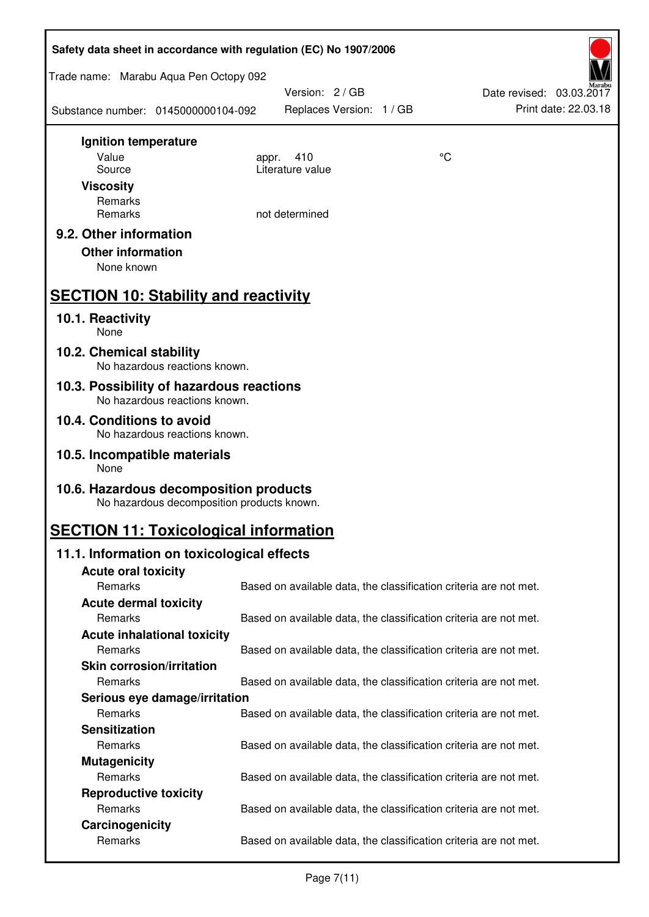**Ignition temperature**

| | | |
|---|---|---|
| Value | appr. 410 | °C |
| Source | Literature value | |

**Viscosity**

| | |
|---|---|
| Remarks | |
| Remarks | not determined |

## 9.2. Other information

**Other information**

None known

# SECTION 10: Stability and reactivity

## 10.1. Reactivity

None

## 10.2. Chemical stability

No hazardous reactions known.

## 10.3. Possibility of hazardous reactions

No hazardous reactions known.

## 10.4. Conditions to avoid

No hazardous reactions known.

## 10.5. Incompatible materials

None

## 10.6. Hazardous decomposition products

No hazardous decomposition products known.

# SECTION 11: Toxicological information

## 11.1. Information on toxicological effects

**Acute oral toxicity**

Remarks: Based on available data, the classification criteria are not met.

**Acute dermal toxicity**

Remarks: Based on available data, the classification criteria are not met.

**Acute inhalational toxicity**

Remarks: Based on available data, the classification criteria are not met.

**Skin corrosion/irritation**

Remarks: Based on available data, the classification criteria are not met.

**Serious eye damage/irritation**

Remarks: Based on available data, the classification criteria are not met.

**Sensitization**

Remarks: Based on available data, the classification criteria are not met.

**Mutagenicity**

Remarks: Based on available data, the classification criteria are not met.

**Reproductive toxicity**

Remarks: Based on available data, the classification criteria are not met.

**Carcinogenicity**

Remarks: Based on available data, the classification criteria are not met.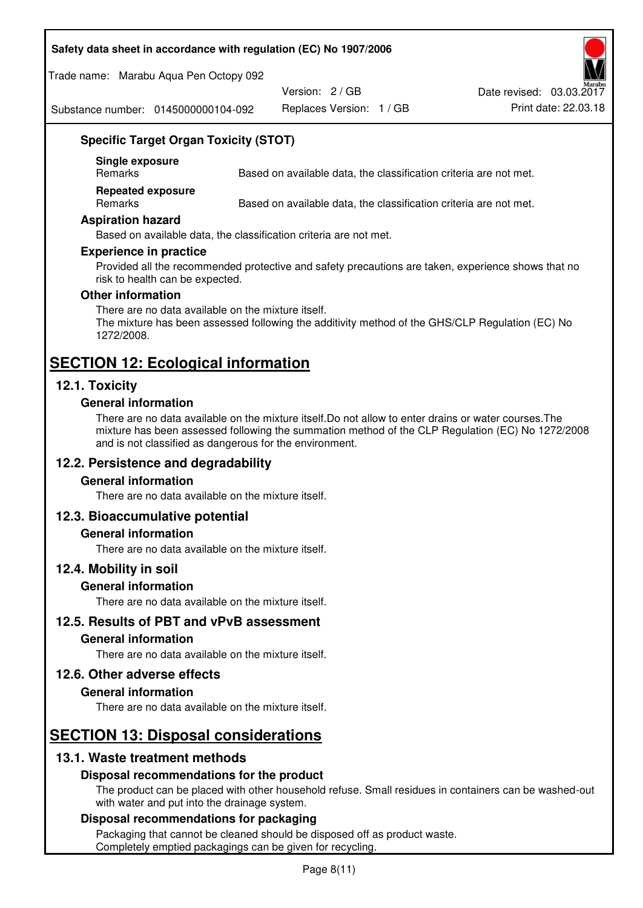### Specific Target Organ Toxicity (STOT)

**Single exposure**

| | |
|---|---|
| Remarks | Based on available data, the classification criteria are not met. |

**Repeated exposure**

| | |
|---|---|
| Remarks | Based on available data, the classification criteria are not met. |

### Aspiration hazard

Based on available data, the classification criteria are not met.

### Experience in practice

Provided all the recommended protective and safety precautions are taken, experience shows that no risk to health can be expected.

### Other information

There are no data available on the mixture itself.
The mixture has been assessed following the additivity method of the GHS/CLP Regulation (EC) No 1272/2008.

# SECTION 12: Ecological information

## 12.1. Toxicity

### General information

There are no data available on the mixture itself.Do not allow to enter drains or water courses.The mixture has been assessed following the summation method of the CLP Regulation (EC) No 1272/2008 and is not classified as dangerous for the environment.

## 12.2. Persistence and degradability

### General information

There are no data available on the mixture itself.

## 12.3. Bioaccumulative potential

### General information

There are no data available on the mixture itself.

## 12.4. Mobility in soil

### General information

There are no data available on the mixture itself.

## 12.5. Results of PBT and vPvB assessment

### General information

There are no data available on the mixture itself.

## 12.6. Other adverse effects

### General information

There are no data available on the mixture itself.

# SECTION 13: Disposal considerations

## 13.1. Waste treatment methods

### Disposal recommendations for the product

The product can be placed with other household refuse. Small residues in containers can be washed-out with water and put into the drainage system.

### Disposal recommendations for packaging

Packaging that cannot be cleaned should be disposed off as product waste.
Completely emptied packagings can be given for recycling.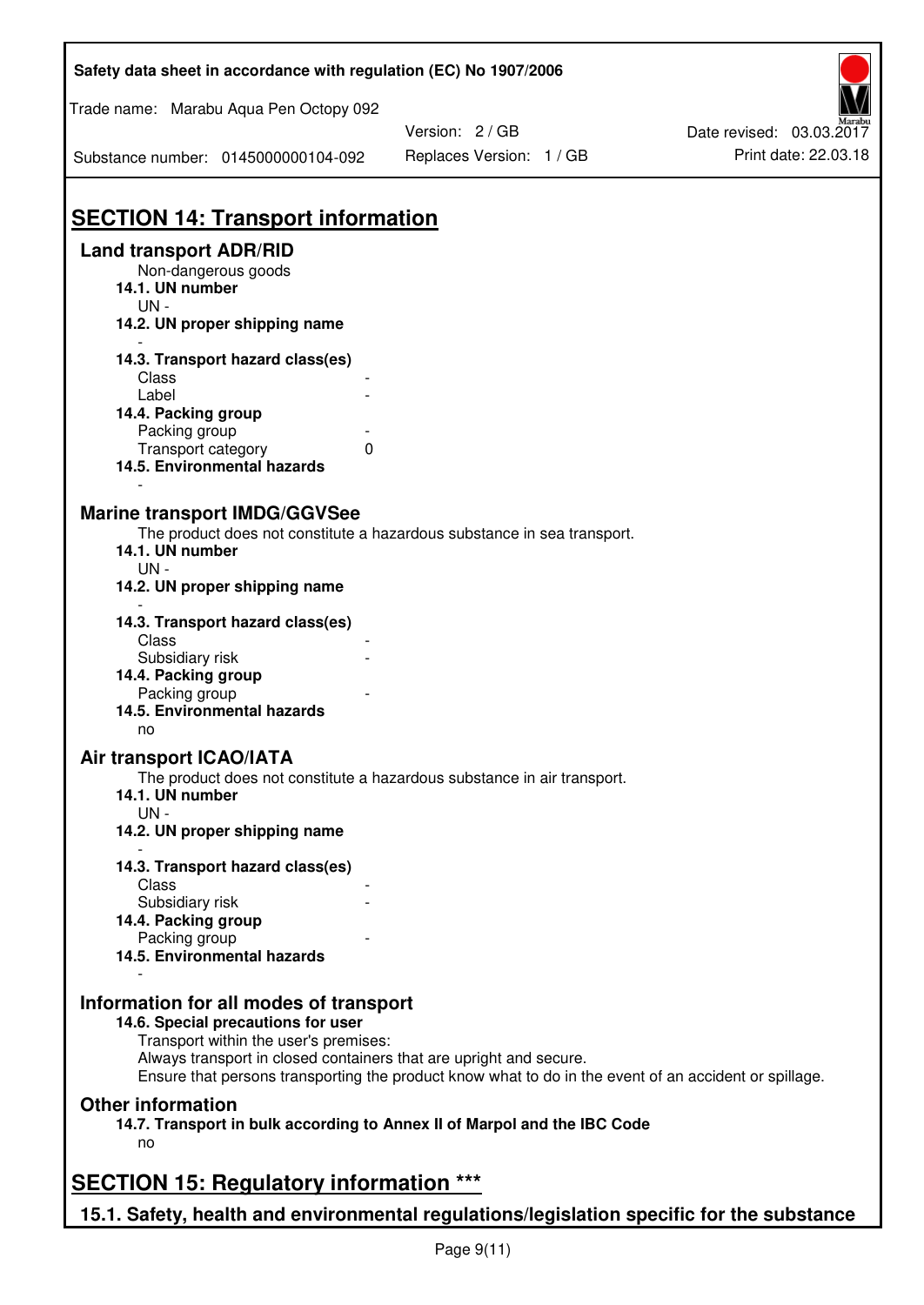## SECTION 14: Transport information

### Land transport ADR/RID

Non-dangerous goods

**14.1. UN number**

UN -

**14.2. UN proper shipping name**

-

**14.3. Transport hazard class(es)**

| | |
|---|---|
| Class | - |
| Label | - |

**14.4. Packing group**

| | |
|---|---|
| Packing group | - |
| Transport category | 0 |

**14.5. Environmental hazards**

-

### Marine transport IMDG/GGVSee

The product does not constitute a hazardous substance in sea transport.

**14.1. UN number**

UN -

**14.2. UN proper shipping name**

-

**14.3. Transport hazard class(es)**

| | |
|---|---|
| Class | - |
| Subsidiary risk | - |

**14.4. Packing group**

| | |
|---|---|
| Packing group | - |

**14.5. Environmental hazards**

no

### Air transport ICAO/IATA

The product does not constitute a hazardous substance in air transport.

**14.1. UN number**

UN -

**14.2. UN proper shipping name**

-

**14.3. Transport hazard class(es)**

| | |
|---|---|
| Class | - |
| Subsidiary risk | - |

**14.4. Packing group**

| | |
|---|---|
| Packing group | - |

**14.5. Environmental hazards**

-

### Information for all modes of transport

**14.6. Special precautions for user**

Transport within the user's premises:
Always transport in closed containers that are upright and secure.
Ensure that persons transporting the product know what to do in the event of an accident or spillage.

### Other information

**14.7. Transport in bulk according to Annex II of Marpol and the IBC Code**

no

## SECTION 15: Regulatory information ***

### 15.1. Safety, health and environmental regulations/legislation specific for the substance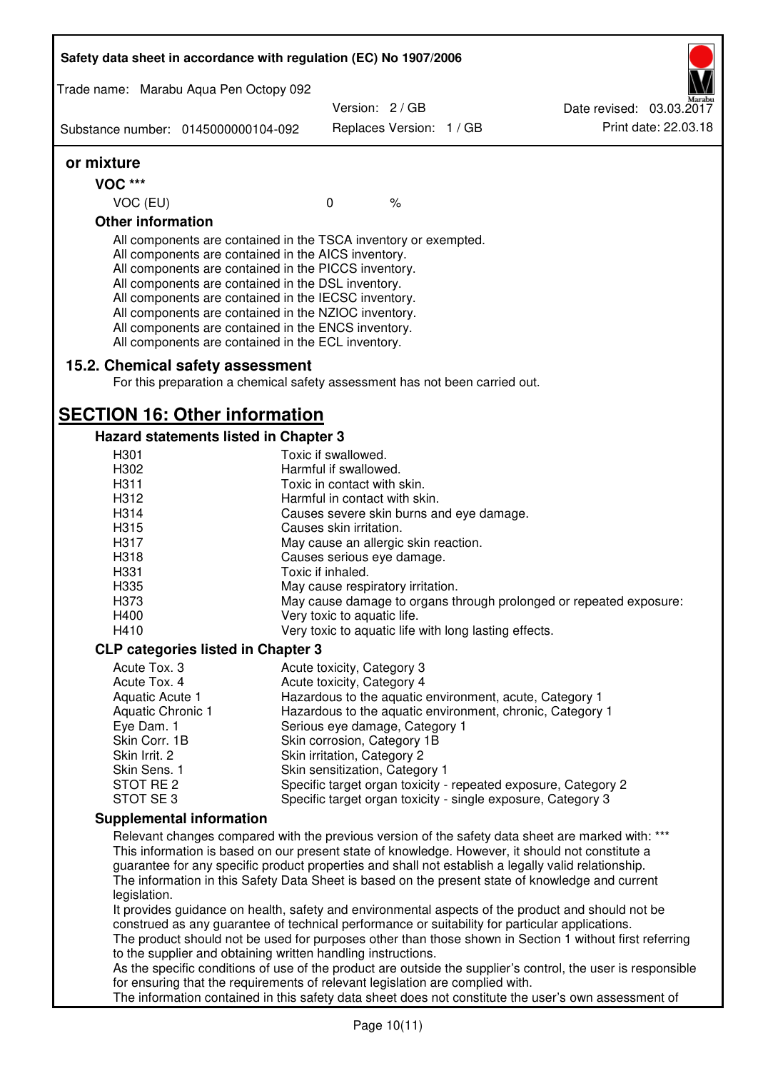**or mixture**

**VOC \*\*\***

| | | |
|---|---|---|
| VOC (EU) | 0 | % |

**Other information**

All components are contained in the TSCA inventory or exempted.
All components are contained in the AICS inventory.
All components are contained in the PICCS inventory.
All components are contained in the DSL inventory.
All components are contained in the IECSC inventory.
All components are contained in the NZIOC inventory.
All components are contained in the ENCS inventory.
All components are contained in the ECL inventory.

## 15.2. Chemical safety assessment

For this preparation a chemical safety assessment has not been carried out.

# SECTION 16: Other information

### Hazard statements listed in Chapter 3

| | |
|---|---|
| H301 | Toxic if swallowed. |
| H302 | Harmful if swallowed. |
| H311 | Toxic in contact with skin. |
| H312 | Harmful in contact with skin. |
| H314 | Causes severe skin burns and eye damage. |
| H315 | Causes skin irritation. |
| H317 | May cause an allergic skin reaction. |
| H318 | Causes serious eye damage. |
| H331 | Toxic if inhaled. |
| H335 | May cause respiratory irritation. |
| H373 | May cause damage to organs through prolonged or repeated exposure: |
| H400 | Very toxic to aquatic life. |
| H410 | Very toxic to aquatic life with long lasting effects. |

### CLP categories listed in Chapter 3

| | |
|---|---|
| Acute Tox. 3 | Acute toxicity, Category 3 |
| Acute Tox. 4 | Acute toxicity, Category 4 |
| Aquatic Acute 1 | Hazardous to the aquatic environment, acute, Category 1 |
| Aquatic Chronic 1 | Hazardous to the aquatic environment, chronic, Category 1 |
| Eye Dam. 1 | Serious eye damage, Category 1 |
| Skin Corr. 1B | Skin corrosion, Category 1B |
| Skin Irrit. 2 | Skin irritation, Category 2 |
| Skin Sens. 1 | Skin sensitization, Category 1 |
| STOT RE 2 | Specific target organ toxicity - repeated exposure, Category 2 |
| STOT SE 3 | Specific target organ toxicity - single exposure, Category 3 |

### Supplemental information

Relevant changes compared with the previous version of the safety data sheet are marked with: \*\*\*
This information is based on our present state of knowledge. However, it should not constitute a guarantee for any specific product properties and shall not establish a legally valid relationship.
The information in this Safety Data Sheet is based on the present state of knowledge and current legislation.
It provides guidance on health, safety and environmental aspects of the product and should not be construed as any guarantee of technical performance or suitability for particular applications.
The product should not be used for purposes other than those shown in Section 1 without first referring to the supplier and obtaining written handling instructions.
As the specific conditions of use of the product are outside the supplier's control, the user is responsible for ensuring that the requirements of relevant legislation are complied with.
The information contained in this safety data sheet does not constitute the user's own assessment of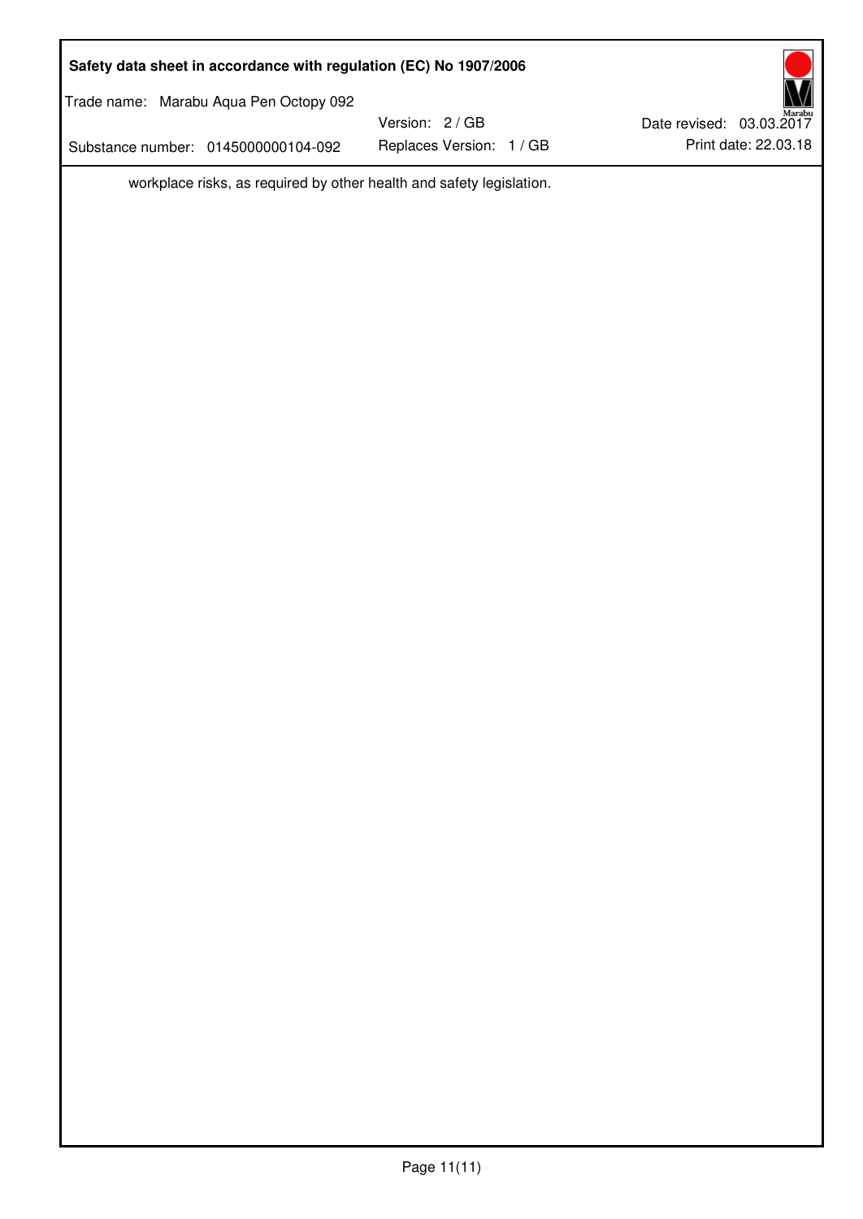workplace risks, as required by other health and safety legislation.